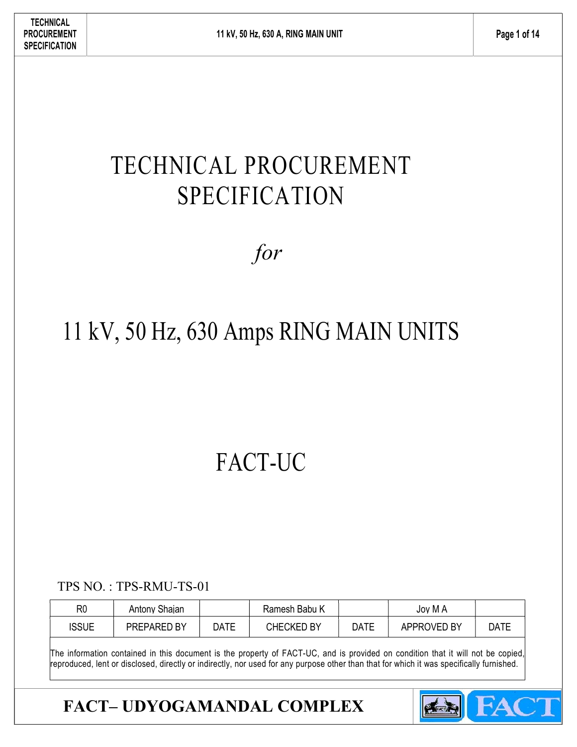# TECHNICAL PROCUREMENT SPECIFICATION

*for*

# 11 kV, 50 Hz, 630 Amps RING MAIN UNITS

# FACT-UC

TPS NO. : TPS-RMU-TS-01

| R0 | Antony Shajan | | Ramesh Babu K | | Joy M A | |
|---|---|---|---|---|---|---|
| ISSUE | PREPARED BY | DATE | CHECKED BY | DATE | APPROVED BY | DATE |

The information contained in this document is the property of FACT-UC, and is provided on condition that it will not be copied, reproduced, lent or disclosed, directly or indirectly, nor used for any purpose other than that for which it was specifically furnished.

**FACT– UDYOGAMANDAL COMPLEX**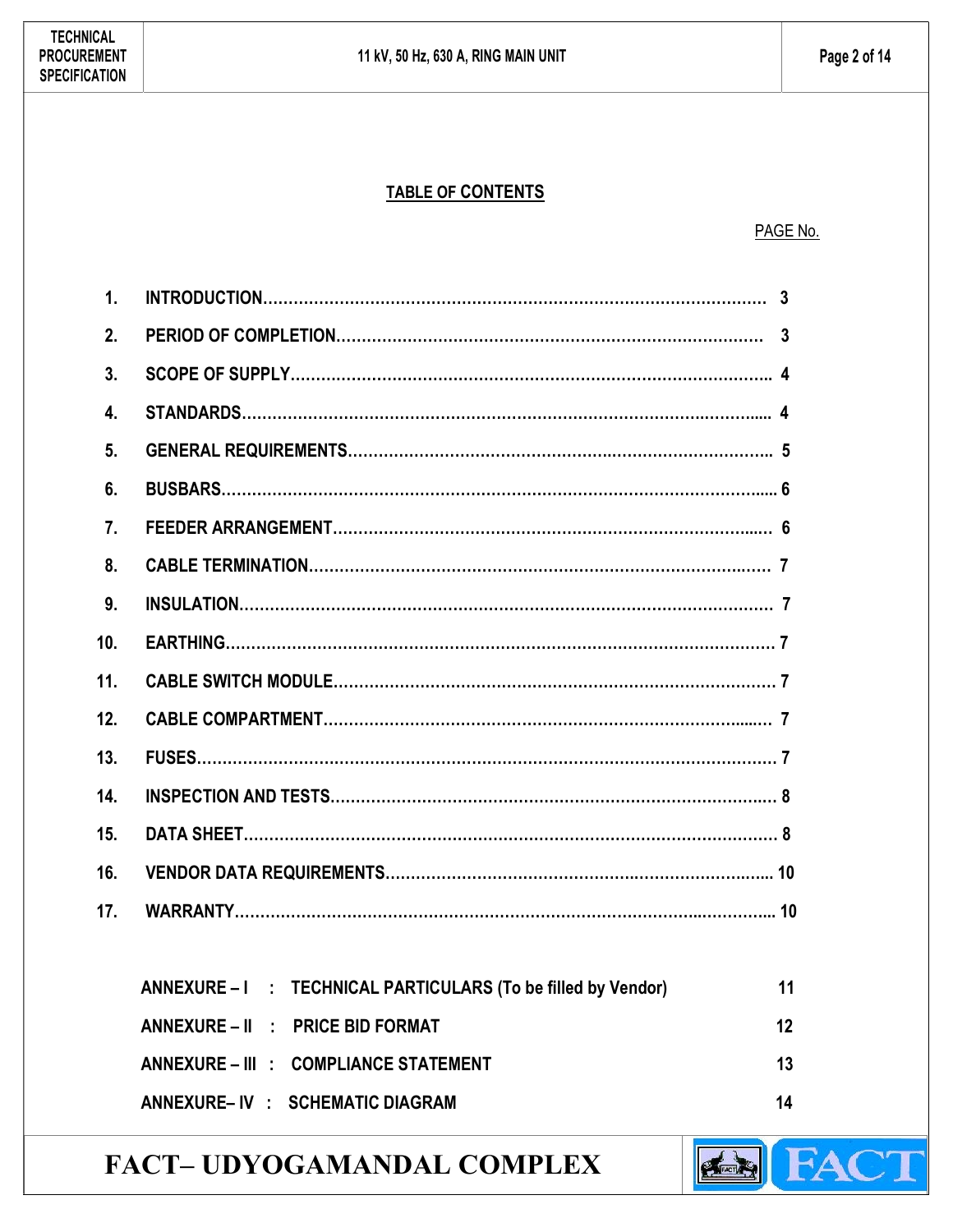## TABLE OF CONTENTS

| | | PAGE No. |
|---|---|---|
| 1. | INTRODUCTION | 3 |
| 2. | PERIOD OF COMPLETION | 3 |
| 3. | SCOPE OF SUPPLY | 4 |
| 4. | STANDARDS | 4 |
| 5. | GENERAL REQUIREMENTS | 5 |
| 6. | BUSBARS | 6 |
| 7. | FEEDER ARRANGEMENT | 6 |
| 8. | CABLE TERMINATION | 7 |
| 9. | INSULATION | 7 |
| 10. | EARTHING | 7 |
| 11. | CABLE SWITCH MODULE | 7 |
| 12. | CABLE COMPARTMENT | 7 |
| 13. | FUSES | 7 |
| 14. | INSPECTION AND TESTS | 8 |
| 15. | DATA SHEET | 8 |
| 16. | VENDOR DATA REQUIREMENTS | 10 |
| 17. | WARRANTY | 10 |

| | | |
|---|---|---|
| ANNEXURE – I | TECHNICAL PARTICULARS (To be filled by Vendor) | 11 |
| ANNEXURE – II | PRICE BID FORMAT | 12 |
| ANNEXURE – III | COMPLIANCE STATEMENT | 13 |
| ANNEXURE– IV | SCHEMATIC DIAGRAM | 14 |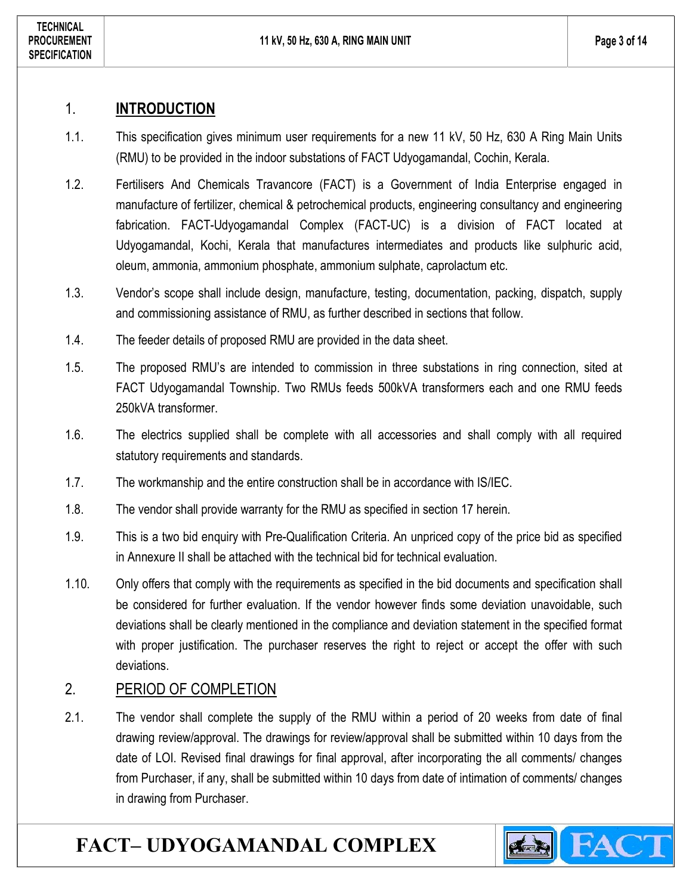## 1. INTRODUCTION

1.1. This specification gives minimum user requirements for a new 11 kV, 50 Hz, 630 A Ring Main Units (RMU) to be provided in the indoor substations of FACT Udyogamandal, Cochin, Kerala.

1.2. Fertilisers And Chemicals Travancore (FACT) is a Government of India Enterprise engaged in manufacture of fertilizer, chemical & petrochemical products, engineering consultancy and engineering fabrication. FACT-Udyogamandal Complex (FACT-UC) is a division of FACT located at Udyogamandal, Kochi, Kerala that manufactures intermediates and products like sulphuric acid, oleum, ammonia, ammonium phosphate, ammonium sulphate, caprolactum etc.

1.3. Vendor's scope shall include design, manufacture, testing, documentation, packing, dispatch, supply and commissioning assistance of RMU, as further described in sections that follow.

1.4. The feeder details of proposed RMU are provided in the data sheet.

1.5. The proposed RMU's are intended to commission in three substations in ring connection, sited at FACT Udyogamandal Township. Two RMUs feeds 500kVA transformers each and one RMU feeds 250kVA transformer.

1.6. The electrics supplied shall be complete with all accessories and shall comply with all required statutory requirements and standards.

1.7. The workmanship and the entire construction shall be in accordance with IS/IEC.

1.8. The vendor shall provide warranty for the RMU as specified in section 17 herein.

1.9. This is a two bid enquiry with Pre-Qualification Criteria. An unpriced copy of the price bid as specified in Annexure II shall be attached with the technical bid for technical evaluation.

1.10. Only offers that comply with the requirements as specified in the bid documents and specification shall be considered for further evaluation. If the vendor however finds some deviation unavoidable, such deviations shall be clearly mentioned in the compliance and deviation statement in the specified format with proper justification. The purchaser reserves the right to reject or accept the offer with such deviations.

## 2. PERIOD OF COMPLETION

2.1. The vendor shall complete the supply of the RMU within a period of 20 weeks from date of final drawing review/approval. The drawings for review/approval shall be submitted within 10 days from the date of LOI. Revised final drawings for final approval, after incorporating the all comments/ changes from Purchaser, if any, shall be submitted within 10 days from date of intimation of comments/ changes in drawing from Purchaser.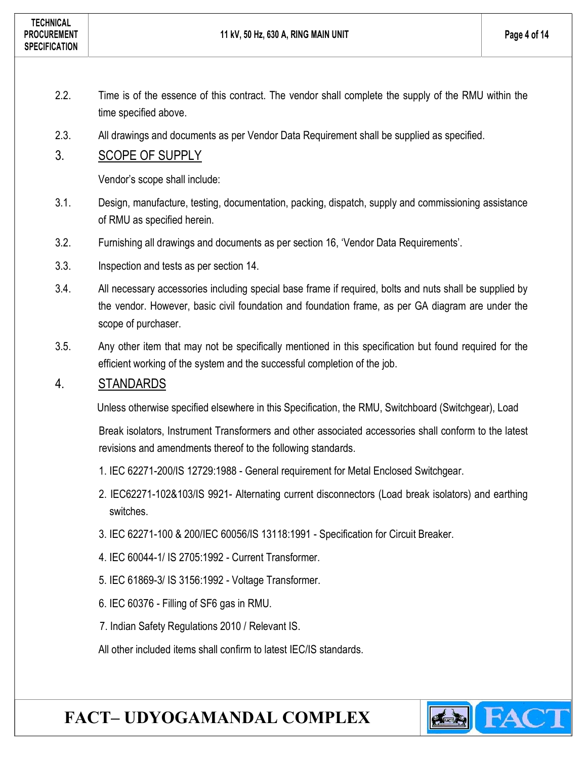2.2. Time is of the essence of this contract. The vendor shall complete the supply of the RMU within the time specified above.

2.3. All drawings and documents as per Vendor Data Requirement shall be supplied as specified.

## 3. SCOPE OF SUPPLY

Vendor's scope shall include:

3.1. Design, manufacture, testing, documentation, packing, dispatch, supply and commissioning assistance of RMU as specified herein.

3.2. Furnishing all drawings and documents as per section 16, 'Vendor Data Requirements'.

3.3. Inspection and tests as per section 14.

3.4. All necessary accessories including special base frame if required, bolts and nuts shall be supplied by the vendor. However, basic civil foundation and foundation frame, as per GA diagram are under the scope of purchaser.

3.5. Any other item that may not be specifically mentioned in this specification but found required for the efficient working of the system and the successful completion of the job.

## 4. STANDARDS

Unless otherwise specified elsewhere in this Specification, the RMU, Switchboard (Switchgear), Load Break isolators, Instrument Transformers and other associated accessories shall conform to the latest revisions and amendments thereof to the following standards.

1. IEC 62271-200/IS 12729:1988 - General requirement for Metal Enclosed Switchgear.
2. IEC62271-102&103/IS 9921- Alternating current disconnectors (Load break isolators) and earthing switches.
3. IEC 62271-100 & 200/IEC 60056/IS 13118:1991 - Specification for Circuit Breaker.
4. IEC 60044-1/ IS 2705:1992 - Current Transformer.
5. IEC 61869-3/ IS 3156:1992 - Voltage Transformer.
6. IEC 60376 - Filling of SF6 gas in RMU.
7. Indian Safety Regulations 2010 / Relevant IS.

All other included items shall confirm to latest IEC/IS standards.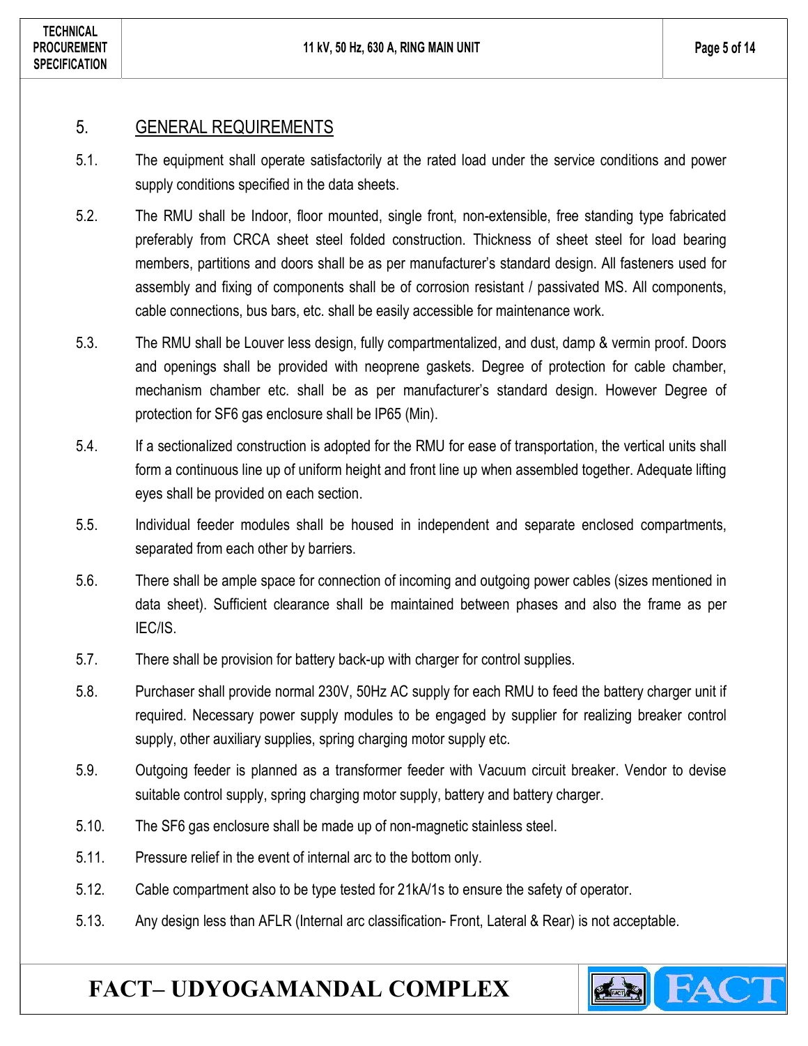## 5. GENERAL REQUIREMENTS

5.1. The equipment shall operate satisfactorily at the rated load under the service conditions and power supply conditions specified in the data sheets.

5.2. The RMU shall be Indoor, floor mounted, single front, non-extensible, free standing type fabricated preferably from CRCA sheet steel folded construction. Thickness of sheet steel for load bearing members, partitions and doors shall be as per manufacturer's standard design. All fasteners used for assembly and fixing of components shall be of corrosion resistant / passivated MS. All components, cable connections, bus bars, etc. shall be easily accessible for maintenance work.

5.3. The RMU shall be Louver less design, fully compartmentalized, and dust, damp & vermin proof. Doors and openings shall be provided with neoprene gaskets. Degree of protection for cable chamber, mechanism chamber etc. shall be as per manufacturer's standard design. However Degree of protection for SF6 gas enclosure shall be IP65 (Min).

5.4. If a sectionalized construction is adopted for the RMU for ease of transportation, the vertical units shall form a continuous line up of uniform height and front line up when assembled together. Adequate lifting eyes shall be provided on each section.

5.5. Individual feeder modules shall be housed in independent and separate enclosed compartments, separated from each other by barriers.

5.6. There shall be ample space for connection of incoming and outgoing power cables (sizes mentioned in data sheet). Sufficient clearance shall be maintained between phases and also the frame as per IEC/IS.

5.7. There shall be provision for battery back-up with charger for control supplies.

5.8. Purchaser shall provide normal 230V, 50Hz AC supply for each RMU to feed the battery charger unit if required. Necessary power supply modules to be engaged by supplier for realizing breaker control supply, other auxiliary supplies, spring charging motor supply etc.

5.9. Outgoing feeder is planned as a transformer feeder with Vacuum circuit breaker. Vendor to devise suitable control supply, spring charging motor supply, battery and battery charger.

5.10. The SF6 gas enclosure shall be made up of non-magnetic stainless steel.

5.11. Pressure relief in the event of internal arc to the bottom only.

5.12. Cable compartment also to be type tested for 21kA/1s to ensure the safety of operator.

5.13. Any design less than AFLR (Internal arc classification- Front, Lateral & Rear) is not acceptable.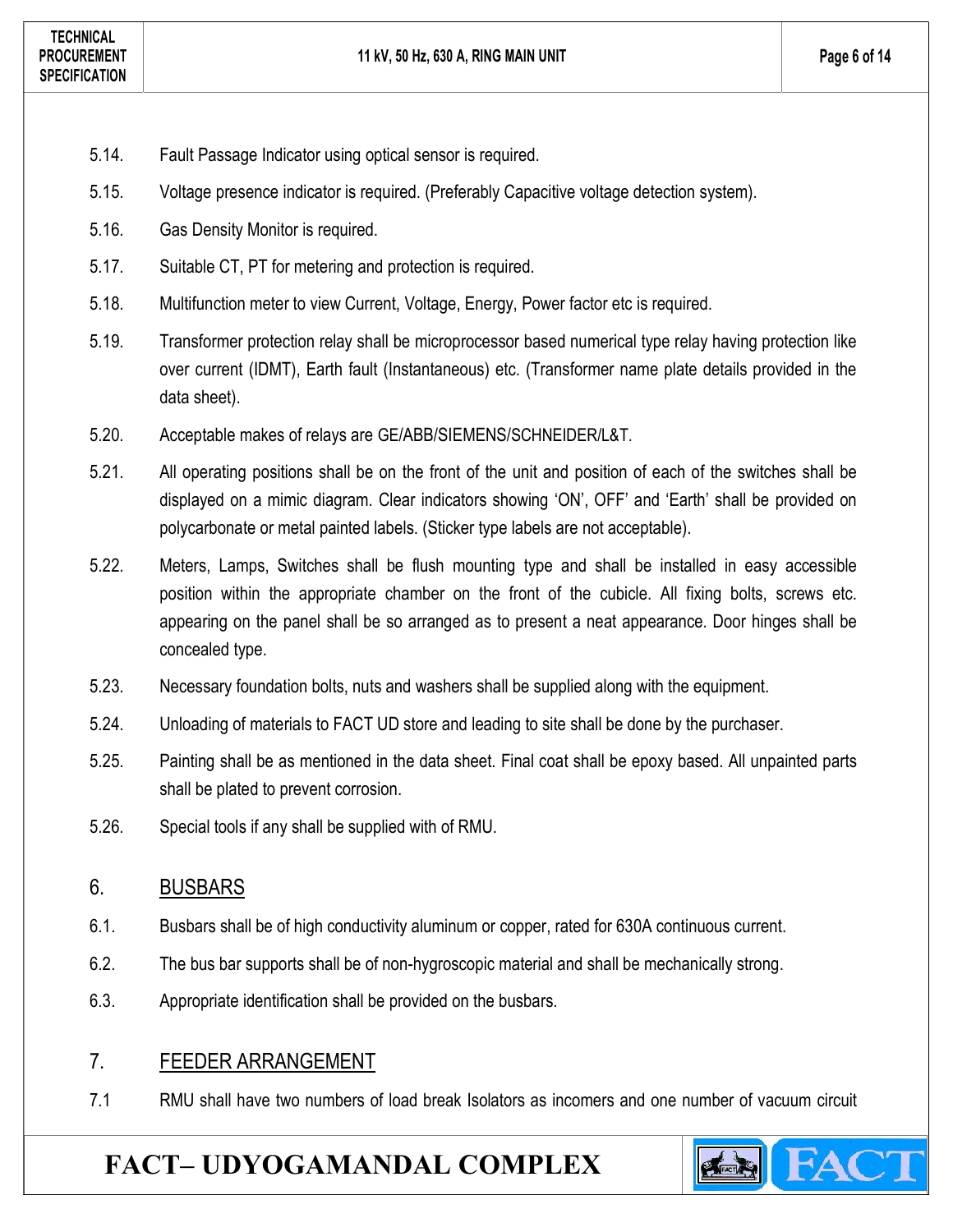5.14. Fault Passage Indicator using optical sensor is required.

5.15. Voltage presence indicator is required. (Preferably Capacitive voltage detection system).

5.16. Gas Density Monitor is required.

5.17. Suitable CT, PT for metering and protection is required.

5.18. Multifunction meter to view Current, Voltage, Energy, Power factor etc is required.

5.19. Transformer protection relay shall be microprocessor based numerical type relay having protection like over current (IDMT), Earth fault (Instantaneous) etc. (Transformer name plate details provided in the data sheet).

5.20. Acceptable makes of relays are GE/ABB/SIEMENS/SCHNEIDER/L&T.

5.21. All operating positions shall be on the front of the unit and position of each of the switches shall be displayed on a mimic diagram. Clear indicators showing 'ON', OFF' and 'Earth' shall be provided on polycarbonate or metal painted labels. (Sticker type labels are not acceptable).

5.22. Meters, Lamps, Switches shall be flush mounting type and shall be installed in easy accessible position within the appropriate chamber on the front of the cubicle. All fixing bolts, screws etc. appearing on the panel shall be so arranged as to present a neat appearance. Door hinges shall be concealed type.

5.23. Necessary foundation bolts, nuts and washers shall be supplied along with the equipment.

5.24. Unloading of materials to FACT UD store and leading to site shall be done by the purchaser.

5.25. Painting shall be as mentioned in the data sheet. Final coat shall be epoxy based. All unpainted parts shall be plated to prevent corrosion.

5.26. Special tools if any shall be supplied with of RMU.

## 6. BUSBARS

6.1. Busbars shall be of high conductivity aluminum or copper, rated for 630A continuous current.

6.2. The bus bar supports shall be of non-hygroscopic material and shall be mechanically strong.

6.3. Appropriate identification shall be provided on the busbars.

## 7. FEEDER ARRANGEMENT

7.1 RMU shall have two numbers of load break Isolators as incomers and one number of vacuum circuit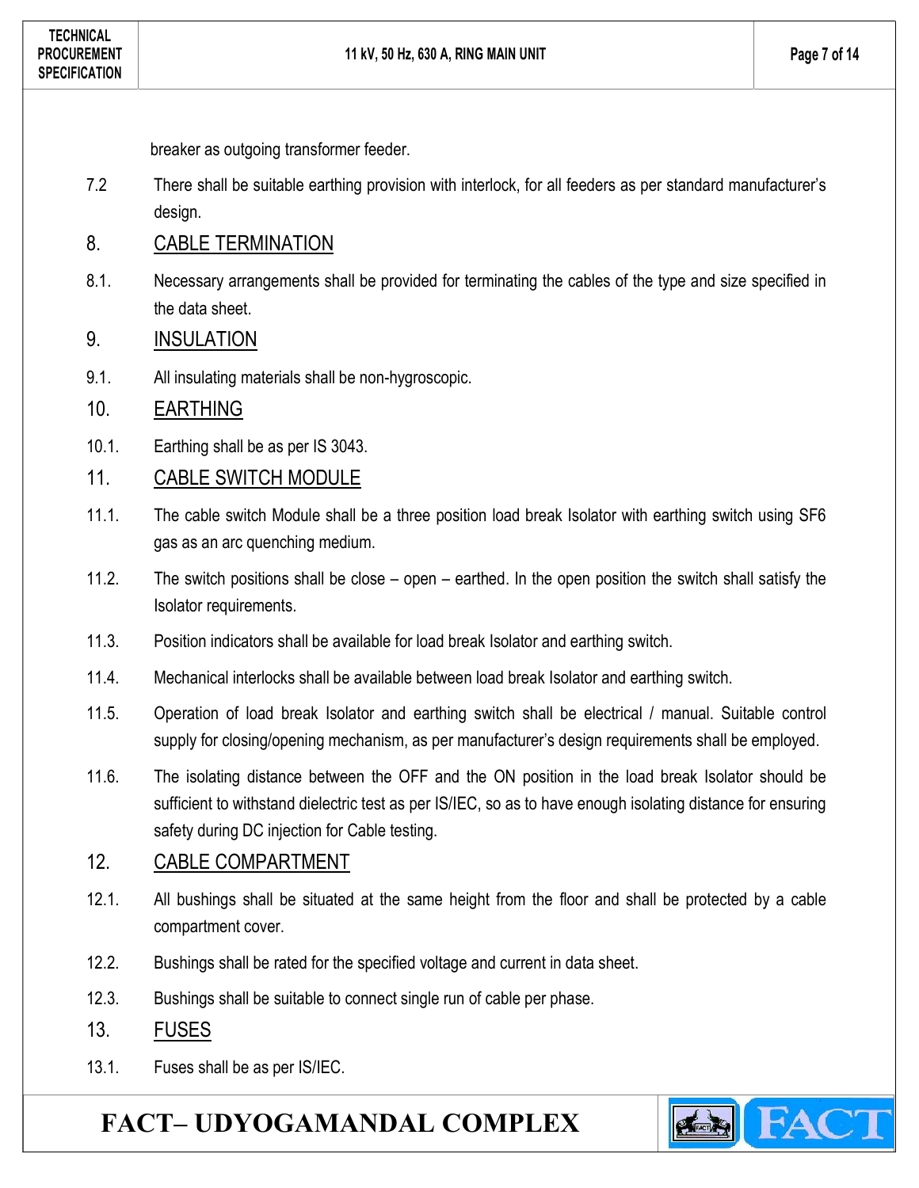breaker as outgoing transformer feeder.

7.2 There shall be suitable earthing provision with interlock, for all feeders as per standard manufacturer's design.

## 8. CABLE TERMINATION

8.1. Necessary arrangements shall be provided for terminating the cables of the type and size specified in the data sheet.

## 9. INSULATION

9.1. All insulating materials shall be non-hygroscopic.

## 10. EARTHING

10.1. Earthing shall be as per IS 3043.

## 11. CABLE SWITCH MODULE

11.1. The cable switch Module shall be a three position load break Isolator with earthing switch using SF6 gas as an arc quenching medium.

11.2. The switch positions shall be close – open – earthed. In the open position the switch shall satisfy the Isolator requirements.

11.3. Position indicators shall be available for load break Isolator and earthing switch.

11.4. Mechanical interlocks shall be available between load break Isolator and earthing switch.

11.5. Operation of load break Isolator and earthing switch shall be electrical / manual. Suitable control supply for closing/opening mechanism, as per manufacturer's design requirements shall be employed.

11.6. The isolating distance between the OFF and the ON position in the load break Isolator should be sufficient to withstand dielectric test as per IS/IEC, so as to have enough isolating distance for ensuring safety during DC injection for Cable testing.

## 12. CABLE COMPARTMENT

12.1. All bushings shall be situated at the same height from the floor and shall be protected by a cable compartment cover.

12.2. Bushings shall be rated for the specified voltage and current in data sheet.

12.3. Bushings shall be suitable to connect single run of cable per phase.

## 13. FUSES

13.1. Fuses shall be as per IS/IEC.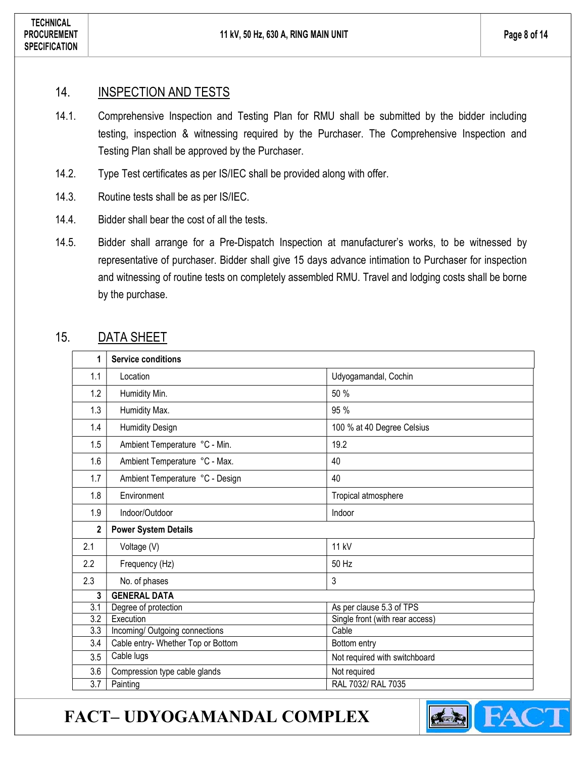## 14. INSPECTION AND TESTS

14.1. Comprehensive Inspection and Testing Plan for RMU shall be submitted by the bidder including testing, inspection & witnessing required by the Purchaser. The Comprehensive Inspection and Testing Plan shall be approved by the Purchaser.

14.2. Type Test certificates as per IS/IEC shall be provided along with offer.

14.3. Routine tests shall be as per IS/IEC.

14.4. Bidder shall bear the cost of all the tests.

14.5. Bidder shall arrange for a Pre-Dispatch Inspection at manufacturer's works, to be witnessed by representative of purchaser. Bidder shall give 15 days advance intimation to Purchaser for inspection and witnessing of routine tests on completely assembled RMU. Travel and lodging costs shall be borne by the purchase.

## 15. DATA SHEET

| 1 | **Service conditions** | |
|---|---|---|
| 1.1 | Location | Udyogamandal, Cochin |
| 1.2 | Humidity Min. | 50 % |
| 1.3 | Humidity Max. | 95 % |
| 1.4 | Humidity Design | 100 % at 40 Degree Celsius |
| 1.5 | Ambient Temperature °C - Min. | 19.2 |
| 1.6 | Ambient Temperature °C - Max. | 40 |
| 1.7 | Ambient Temperature °C - Design | 40 |
| 1.8 | Environment | Tropical atmosphere |
| 1.9 | Indoor/Outdoor | Indoor |
| 2 | **Power System Details** | |
| 2.1 | Voltage (V) | 11 kV |
| 2.2 | Frequency (Hz) | 50 Hz |
| 2.3 | No. of phases | 3 |
| 3 | **GENERAL DATA** | |
| 3.1 | Degree of protection | As per clause 5.3 of TPS |
| 3.2 | Execution | Single front (with rear access) |
| 3.3 | Incoming/ Outgoing connections | Cable |
| 3.4 | Cable entry- Whether Top or Bottom | Bottom entry |
| 3.5 | Cable lugs | Not required with switchboard |
| 3.6 | Compression type cable glands | Not required |
| 3.7 | Painting | RAL 7032/ RAL 7035 |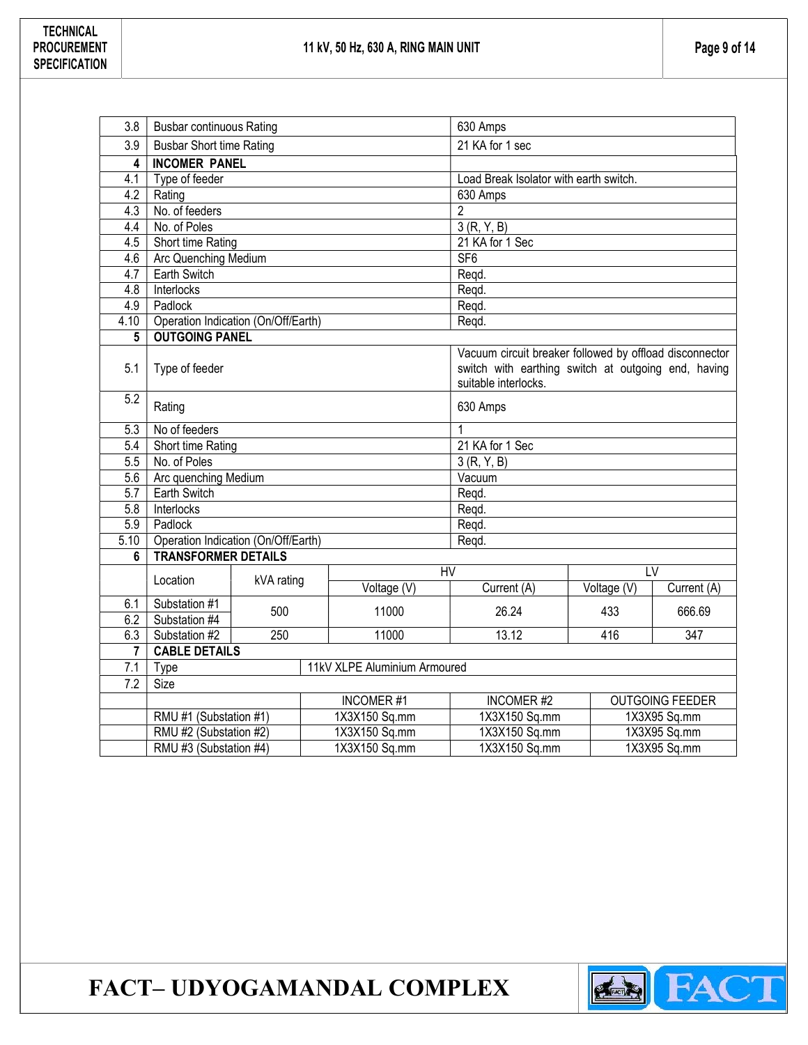| 3.8 | Busbar continuous Rating | 630 Amps |
|---|---|---|
| 3.9 | Busbar Short time Rating | 21 KA for 1 sec |
| **4** | **INCOMER PANEL** | |
| 4.1 | Type of feeder | Load Break Isolator with earth switch. |
| 4.2 | Rating | 630 Amps |
| 4.3 | No. of feeders | 2 |
| 4.4 | No. of Poles | 3 (R, Y, B) |
| 4.5 | Short time Rating | 21 KA for 1 Sec |
| 4.6 | Arc Quenching Medium | SF6 |
| 4.7 | Earth Switch | Reqd. |
| 4.8 | Interlocks | Reqd. |
| 4.9 | Padlock | Reqd. |
| 4.10 | Operation Indication (On/Off/Earth) | Reqd. |
| **5** | **OUTGOING PANEL** | |
| 5.1 | Type of feeder | Vacuum circuit breaker followed by offload disconnector switch with earthing switch at outgoing end, having suitable interlocks. |
| 5.2 | Rating | 630 Amps |
| 5.3 | No of feeders | 1 |
| 5.4 | Short time Rating | 21 KA for 1 Sec |
| 5.5 | No. of Poles | 3 (R, Y, B) |
| 5.6 | Arc quenching Medium | Vacuum |
| 5.7 | Earth Switch | Reqd. |
| 5.8 | Interlocks | Reqd. |
| 5.9 | Padlock | Reqd. |
| 5.10 | Operation Indication (On/Off/Earth) | Reqd. |

| 6 | TRANSFORMER DETAILS | | | | | |
|---|---|---|---|---|---|---|
| | Location | kVA rating | HV | | LV | |
| | | | Voltage (V) | Current (A) | Voltage (V) | Current (A) |
| 6.1 | Substation #1 | 500 | 11000 | 26.24 | 433 | 666.69 |
| 6.2 | Substation #4 | | | | | |
| 6.3 | Substation #2 | 250 | 11000 | 13.12 | 416 | 347 |

| 7 | CABLE DETAILS | | | |
|---|---|---|---|---|
| 7.1 | Type | 11kV XLPE Aluminium Armoured | | |
| 7.2 | Size | | | |
| | | INCOMER #1 | INCOMER #2 | OUTGOING FEEDER |
| | RMU #1 (Substation #1) | 1X3X150 Sq.mm | 1X3X150 Sq.mm | 1X3X95 Sq.mm |
| | RMU #2 (Substation #2) | 1X3X150 Sq.mm | 1X3X150 Sq.mm | 1X3X95 Sq.mm |
| | RMU #3 (Substation #4) | 1X3X150 Sq.mm | 1X3X150 Sq.mm | 1X3X95 Sq.mm |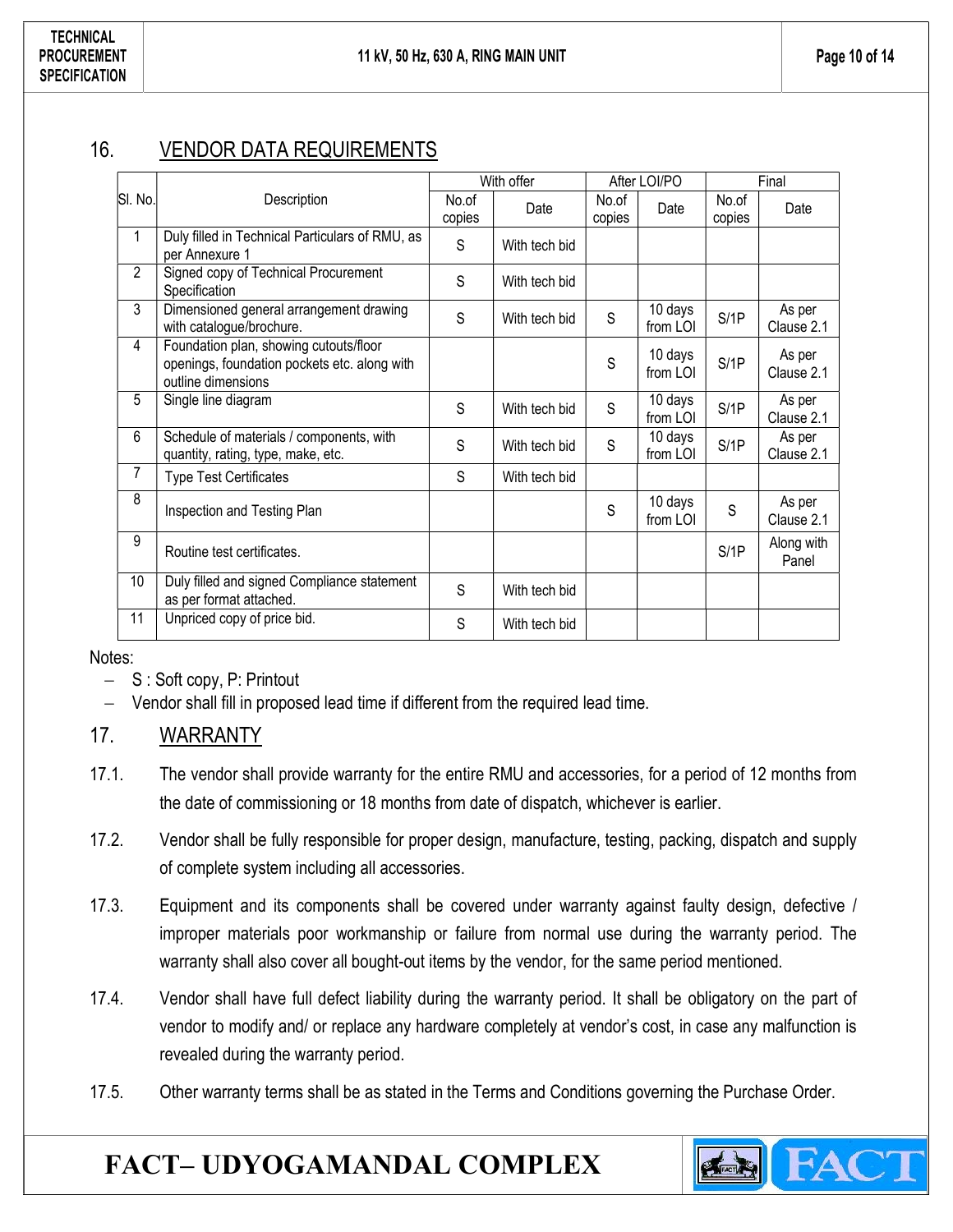## 16. VENDOR DATA REQUIREMENTS

| Sl. No. | Description | With offer | | After LOI/PO | | Final | |
|---|---|---|---|---|---|---|---|
| | | No.of copies | Date | No.of copies | Date | No.of copies | Date |
| 1 | Duly filled in Technical Particulars of RMU, as per Annexure 1 | S | With tech bid | | | | |
| 2 | Signed copy of Technical Procurement Specification | S | With tech bid | | | | |
| 3 | Dimensioned general arrangement drawing with catalogue/brochure. | S | With tech bid | S | 10 days from LOI | S/1P | As per Clause 2.1 |
| 4 | Foundation plan, showing cutouts/floor openings, foundation pockets etc. along with outline dimensions | | | S | 10 days from LOI | S/1P | As per Clause 2.1 |
| 5 | Single line diagram | S | With tech bid | S | 10 days from LOI | S/1P | As per Clause 2.1 |
| 6 | Schedule of materials / components, with quantity, rating, type, make, etc. | S | With tech bid | S | 10 days from LOI | S/1P | As per Clause 2.1 |
| 7 | Type Test Certificates | S | With tech bid | | | | |
| 8 | Inspection and Testing Plan | | | S | 10 days from LOI | S | As per Clause 2.1 |
| 9 | Routine test certificates. | | | | | S/1P | Along with Panel |
| 10 | Duly filled and signed Compliance statement as per format attached. | S | With tech bid | | | | |
| 11 | Unpriced copy of price bid. | S | With tech bid | | | | |

Notes:

- S : Soft copy, P: Printout
- Vendor shall fill in proposed lead time if different from the required lead time.

## 17. WARRANTY

17.1. The vendor shall provide warranty for the entire RMU and accessories, for a period of 12 months from the date of commissioning or 18 months from date of dispatch, whichever is earlier.

17.2. Vendor shall be fully responsible for proper design, manufacture, testing, packing, dispatch and supply of complete system including all accessories.

17.3. Equipment and its components shall be covered under warranty against faulty design, defective / improper materials poor workmanship or failure from normal use during the warranty period. The warranty shall also cover all bought-out items by the vendor, for the same period mentioned.

17.4. Vendor shall have full defect liability during the warranty period. It shall be obligatory on the part of vendor to modify and/ or replace any hardware completely at vendor's cost, in case any malfunction is revealed during the warranty period.

17.5. Other warranty terms shall be as stated in the Terms and Conditions governing the Purchase Order.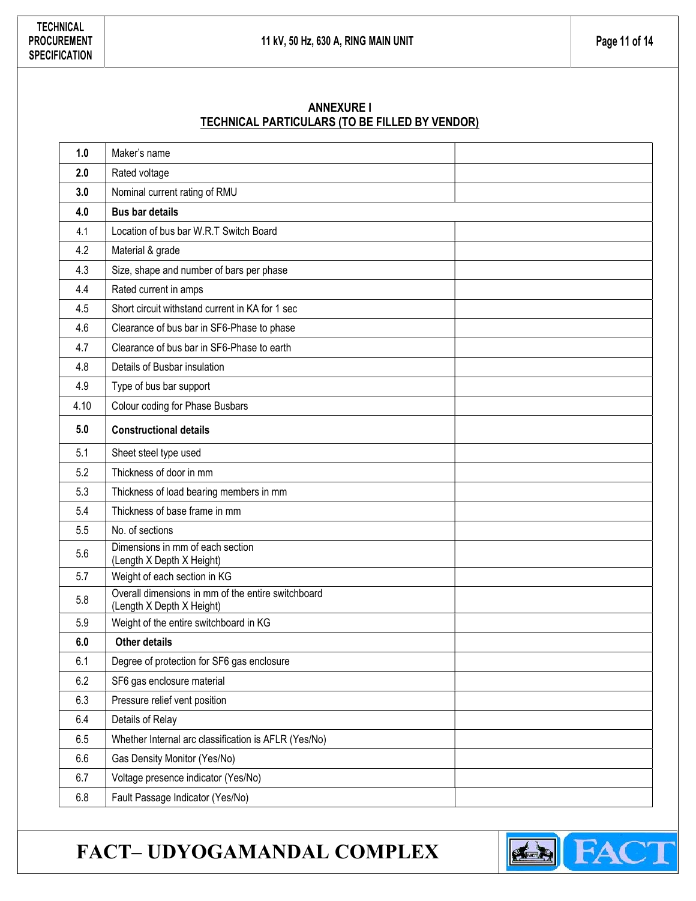## ANNEXURE I

## TECHNICAL PARTICULARS (TO BE FILLED BY VENDOR)

| | | |
|---|---|---|
| **1.0** | Maker's name | |
| **2.0** | Rated voltage | |
| **3.0** | Nominal current rating of RMU | |
| **4.0** | **Bus bar details** | |
| 4.1 | Location of bus bar W.R.T Switch Board | |
| 4.2 | Material & grade | |
| 4.3 | Size, shape and number of bars per phase | |
| 4.4 | Rated current in amps | |
| 4.5 | Short circuit withstand current in KA for 1 sec | |
| 4.6 | Clearance of bus bar in SF6-Phase to phase | |
| 4.7 | Clearance of bus bar in SF6-Phase to earth | |
| 4.8 | Details of Busbar insulation | |
| 4.9 | Type of bus bar support | |
| 4.10 | Colour coding for Phase Busbars | |
| **5.0** | **Constructional details** | |
| 5.1 | Sheet steel type used | |
| 5.2 | Thickness of door in mm | |
| 5.3 | Thickness of load bearing members in mm | |
| 5.4 | Thickness of base frame in mm | |
| 5.5 | No. of sections | |
| 5.6 | Dimensions in mm of each section (Length X Depth X Height) | |
| 5.7 | Weight of each section in KG | |
| 5.8 | Overall dimensions in mm of the entire switchboard (Length X Depth X Height) | |
| 5.9 | Weight of the entire switchboard in KG | |
| **6.0** | **Other details** | |
| 6.1 | Degree of protection for SF6 gas enclosure | |
| 6.2 | SF6 gas enclosure material | |
| 6.3 | Pressure relief vent position | |
| 6.4 | Details of Relay | |
| 6.5 | Whether Internal arc classification is AFLR (Yes/No) | |
| 6.6 | Gas Density Monitor (Yes/No) | |
| 6.7 | Voltage presence indicator (Yes/No) | |
| 6.8 | Fault Passage Indicator (Yes/No) | |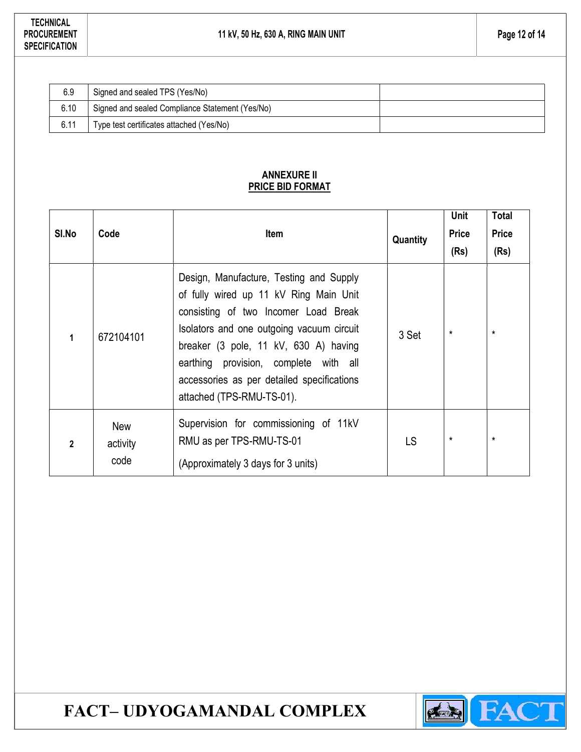| 6.9 | Signed and sealed TPS (Yes/No) | |
|---|---|---|
| 6.10 | Signed and sealed Compliance Statement (Yes/No) | |
| 6.11 | Type test certificates attached (Yes/No) | |

**ANNEXURE II**
**PRICE BID FORMAT**

| Sl.No | Code | Item | Quantity | Unit Price (Rs) | Total Price (Rs) |
|---|---|---|---|---|---|
| 1 | 672104101 | Design, Manufacture, Testing and Supply of fully wired up 11 kV Ring Main Unit consisting of two Incomer Load Break Isolators and one outgoing vacuum circuit breaker (3 pole, 11 kV, 630 A) having earthing provision, complete with all accessories as per detailed specifications attached (TPS-RMU-TS-01). | 3 Set | * | * |
| 2 | New activity code | Supervision for commissioning of 11kV RMU as per TPS-RMU-TS-01 (Approximately 3 days for 3 units) | LS | * | * |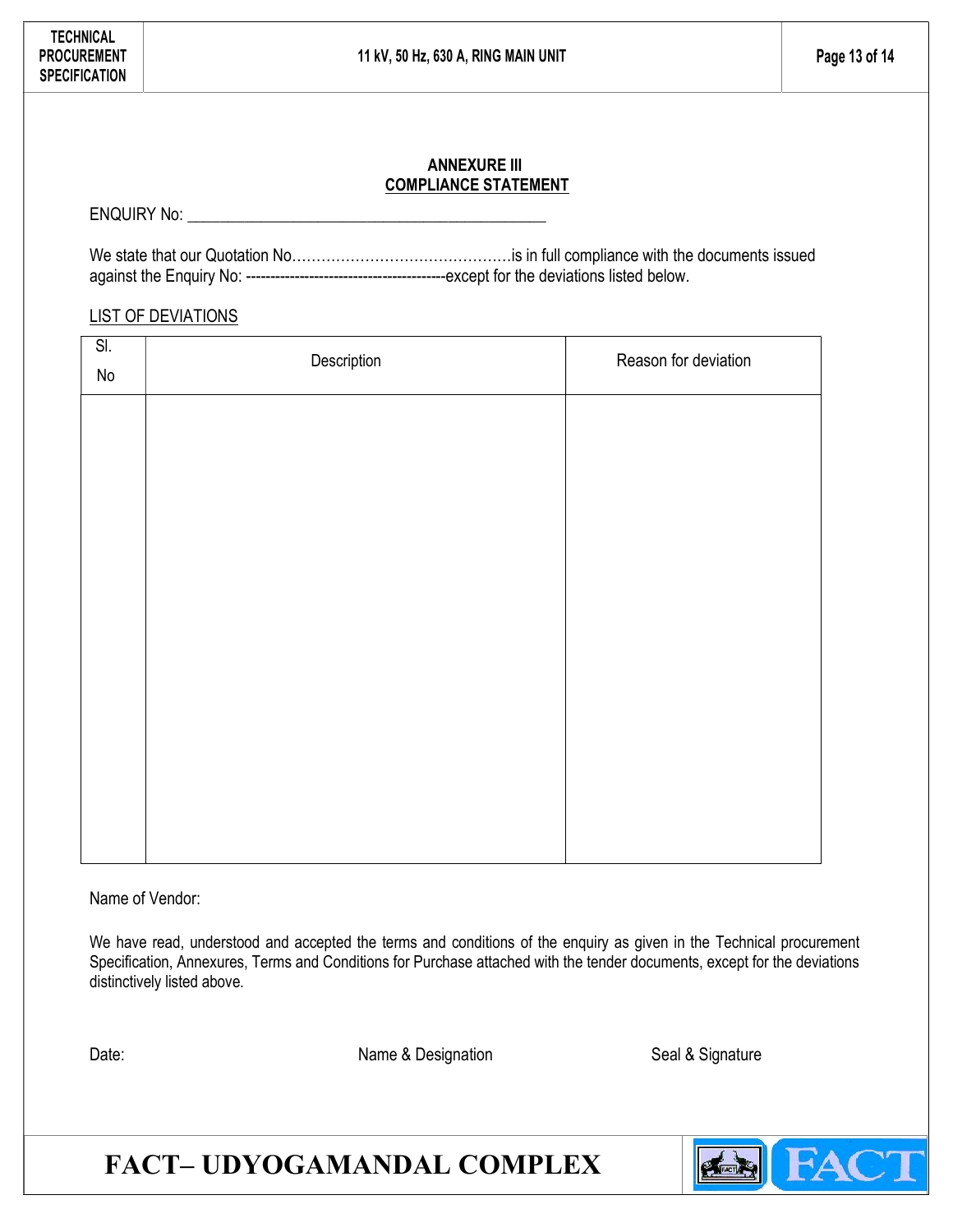## ANNEXURE III

## COMPLIANCE STATEMENT

ENQUIRY No: ____________________________________________

We state that our Quotation No……………………………………….is in full compliance with the documents issued against the Enquiry No: ----------------------------------------except for the deviations listed below.

LIST OF DEVIATIONS

| Sl. No | Description | Reason for deviation |
|---|---|---|
| | | |

Name of Vendor:

We have read, understood and accepted the terms and conditions of the enquiry as given in the Technical procurement Specification, Annexures, Terms and Conditions for Purchase attached with the tender documents, except for the deviations distinctively listed above.

Date: Name & Designation Seal & Signature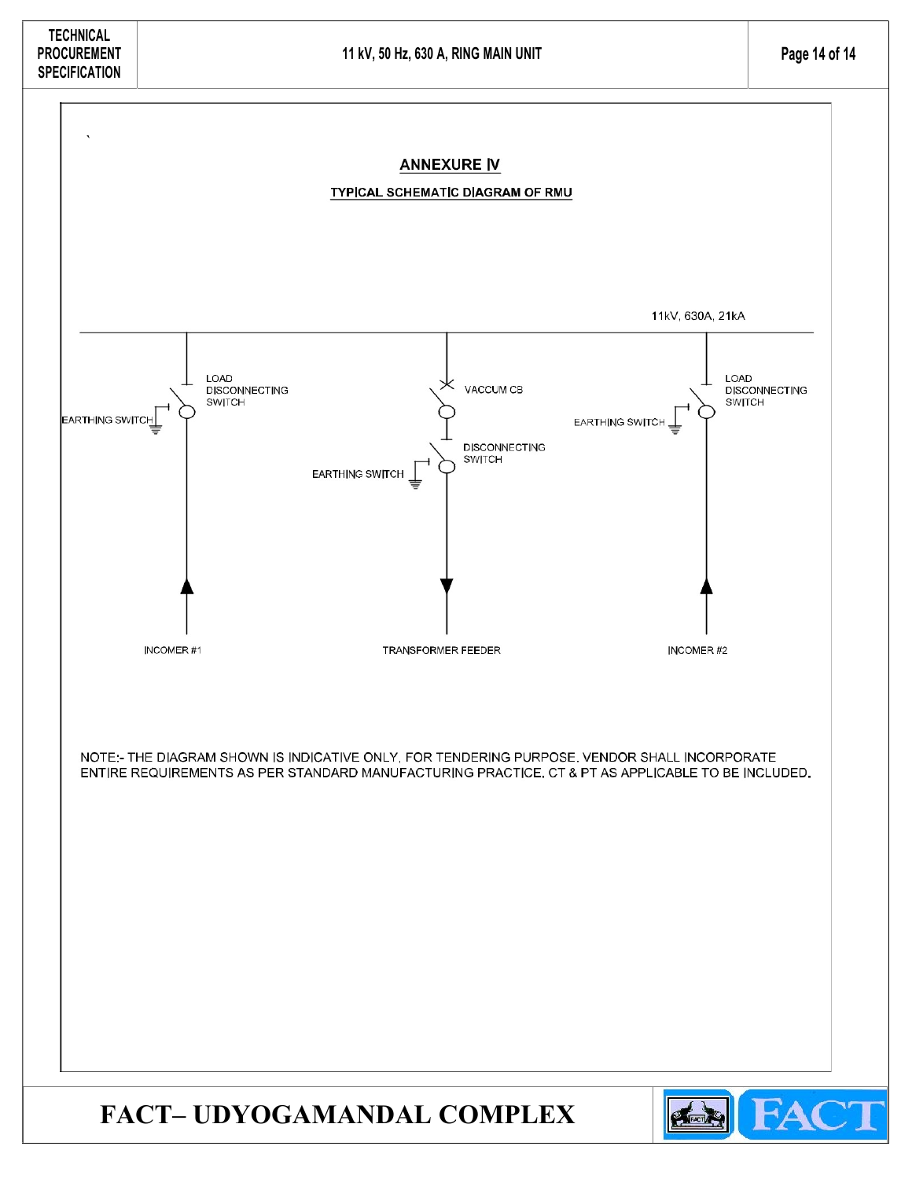## ANNEXURE IV

### TYPICAL SCHEMATIC DIAGRAM OF RMU

11kV, 630A, 21kA

LOAD DISCONNECTING SWITCH

EARTHING SWITCH

VACCUM CB

DISCONNECTING SWITCH

EARTHING SWITCH

LOAD DISCONNECTING SWITCH

EARTHING SWITCH

INCOMER #1

TRANSFORMER FEEDER

INCOMER #2

NOTE:- THE DIAGRAM SHOWN IS INDICATIVE ONLY, FOR TENDERING PURPOSE. VENDOR SHALL INCORPORATE ENTIRE REQUIREMENTS AS PER STANDARD MANUFACTURING PRACTICE. CT & PT AS APPLICABLE TO BE INCLUDED.